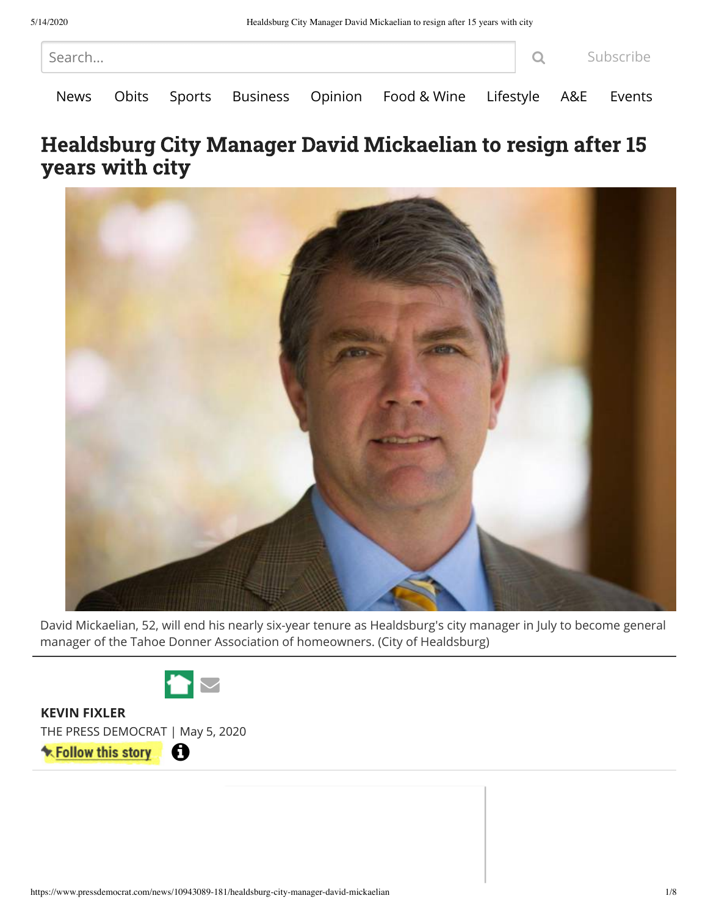# Healdsburg City Manager David Mickaelian to resign after 15 years with city

David Mickaelian, 52, will end his nearly six-year tenure as Healdsburg's city manager in July to become general manager of the Tahoe Donner Association of homeowners. (City of Healdsburg)

**KEVIN FIXLER**

THE PRESS DEMOCRAT | May 5, 2020

Follow this story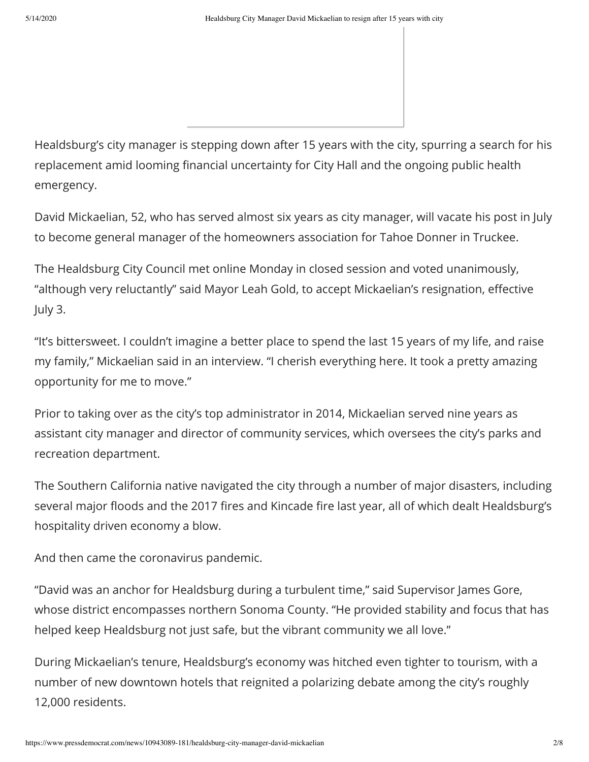Healdsburg's city manager is stepping down after 15 years with the city, spurring a search for his replacement amid looming financial uncertainty for City Hall and the ongoing public health emergency.

David Mickaelian, 52, who has served almost six years as city manager, will vacate his post in July to become general manager of the homeowners association for Tahoe Donner in Truckee.

The Healdsburg City Council met online Monday in closed session and voted unanimously, "although very reluctantly" said Mayor Leah Gold, to accept Mickaelian's resignation, effective July 3.

"It's bittersweet. I couldn't imagine a better place to spend the last 15 years of my life, and raise my family," Mickaelian said in an interview. "I cherish everything here. It took a pretty amazing opportunity for me to move."

Prior to taking over as the city's top administrator in 2014, Mickaelian served nine years as assistant city manager and director of community services, which oversees the city's parks and recreation department.

The Southern California native navigated the city through a number of major disasters, including several major floods and the 2017 fires and Kincade fire last year, all of which dealt Healdsburg's hospitality driven economy a blow.

And then came the coronavirus pandemic.

"David was an anchor for Healdsburg during a turbulent time," said Supervisor James Gore, whose district encompasses northern Sonoma County. "He provided stability and focus that has helped keep Healdsburg not just safe, but the vibrant community we all love."

During Mickaelian's tenure, Healdsburg's economy was hitched even tighter to tourism, with a number of new downtown hotels that reignited a polarizing debate among the city's roughly 12,000 residents.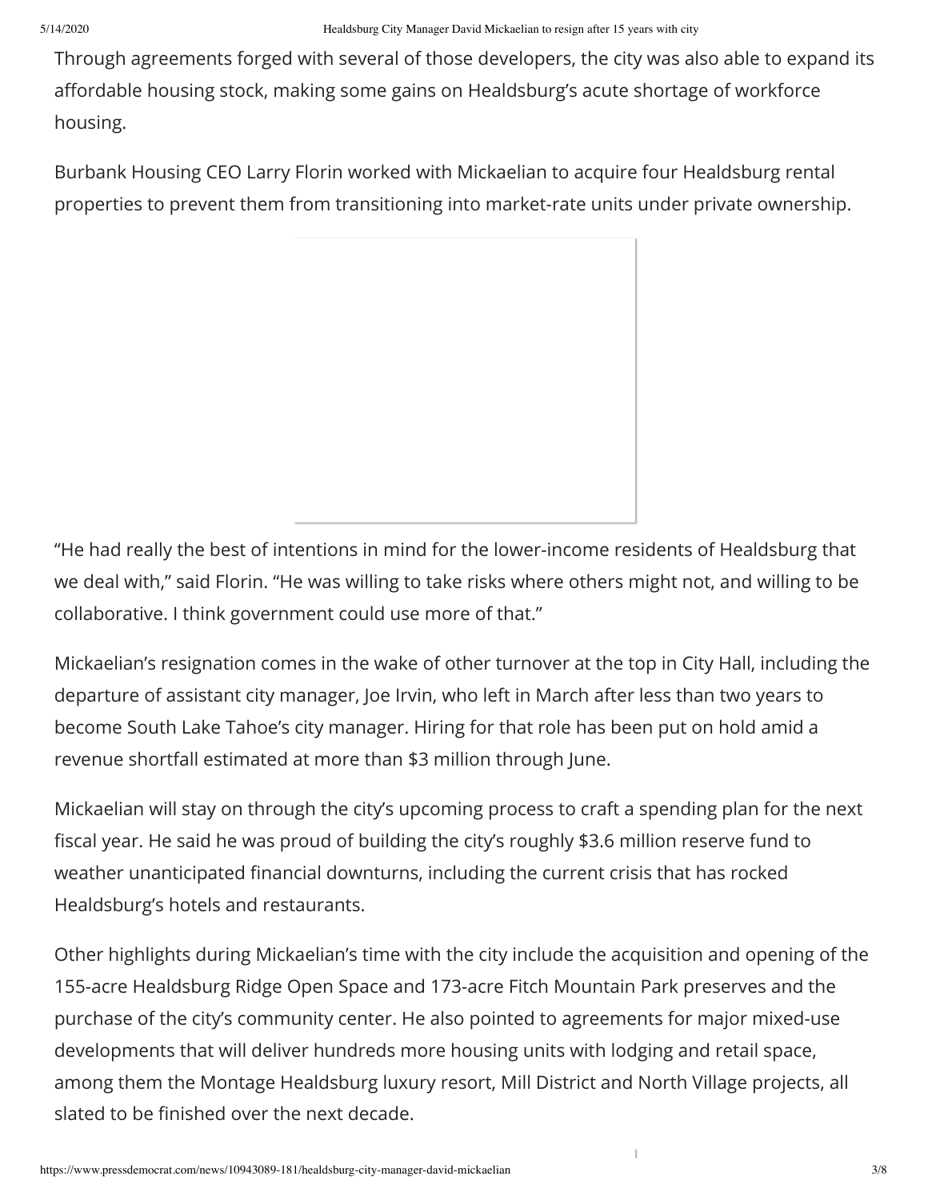Through agreements forged with several of those developers, the city was also able to expand its affordable housing stock, making some gains on Healdsburg's acute shortage of workforce housing.

Burbank Housing CEO Larry Florin worked with Mickaelian to acquire four Healdsburg rental properties to prevent them from transitioning into market-rate units under private ownership.

"He had really the best of intentions in mind for the lower-income residents of Healdsburg that we deal with," said Florin. "He was willing to take risks where others might not, and willing to be collaborative. I think government could use more of that."

Mickaelian's resignation comes in the wake of other turnover at the top in City Hall, including the departure of assistant city manager, Joe Irvin, who left in March after less than two years to become South Lake Tahoe's city manager. Hiring for that role has been put on hold amid a revenue shortfall estimated at more than $3 million through June.

Mickaelian will stay on through the city's upcoming process to craft a spending plan for the next fiscal year. He said he was proud of building the city's roughly $3.6 million reserve fund to weather unanticipated financial downturns, including the current crisis that has rocked Healdsburg's hotels and restaurants.

Other highlights during Mickaelian's time with the city include the acquisition and opening of the 155-acre Healdsburg Ridge Open Space and 173-acre Fitch Mountain Park preserves and the purchase of the city's community center. He also pointed to agreements for major mixed-use developments that will deliver hundreds more housing units with lodging and retail space, among them the Montage Healdsburg luxury resort, Mill District and North Village projects, all slated to be finished over the next decade.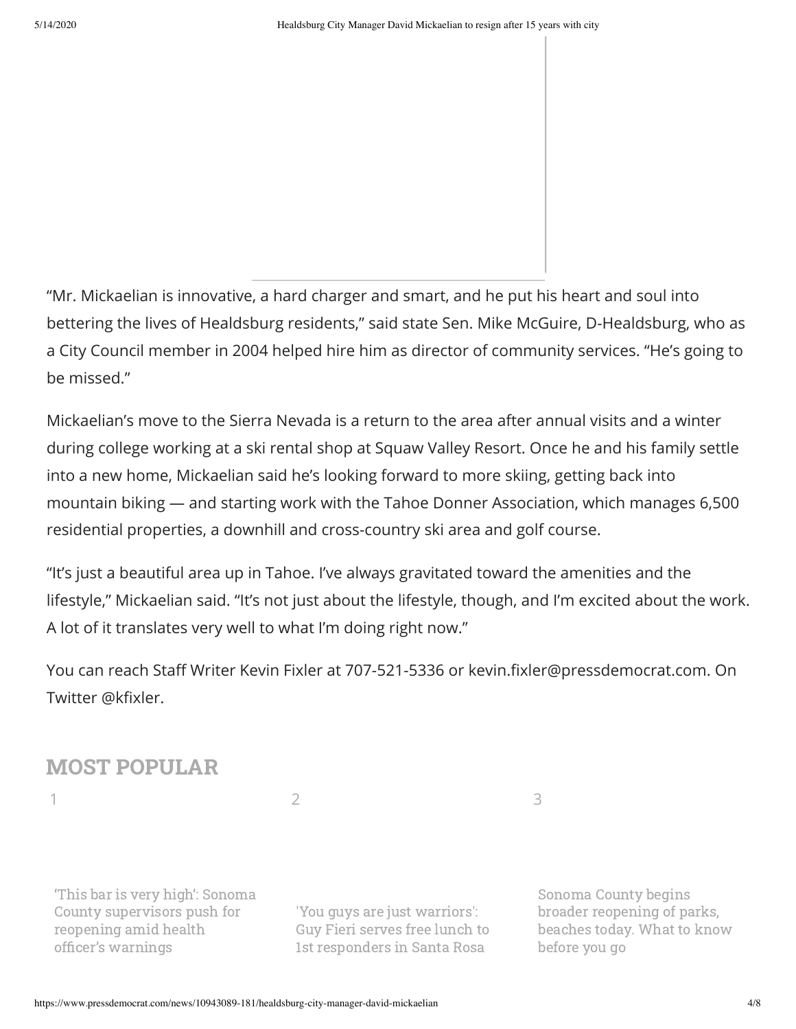"Mr. Mickaelian is innovative, a hard charger and smart, and he put his heart and soul into bettering the lives of Healdsburg residents," said state Sen. Mike McGuire, D-Healdsburg, who as a City Council member in 2004 helped hire him as director of community services. "He's going to be missed."

Mickaelian's move to the Sierra Nevada is a return to the area after annual visits and a winter during college working at a ski rental shop at Squaw Valley Resort. Once he and his family settle into a new home, Mickaelian said he's looking forward to more skiing, getting back into mountain biking — and starting work with the Tahoe Donner Association, which manages 6,500 residential properties, a downhill and cross-country ski area and golf course.

"It's just a beautiful area up in Tahoe. I've always gravitated toward the amenities and the lifestyle," Mickaelian said. "It's not just about the lifestyle, though, and I'm excited about the work. A lot of it translates very well to what I'm doing right now."

You can reach Staff Writer Kevin Fixler at 707-521-5336 or kevin.fixler@pressdemocrat.com. On Twitter @kfixler.

## MOST POPULAR

1

'This bar is very high': Sonoma County supervisors push for reopening amid health officer's warnings

2

'You guys are just warriors': Guy Fieri serves free lunch to 1st responders in Santa Rosa

3

Sonoma County begins broader reopening of parks, beaches today. What to know before you go